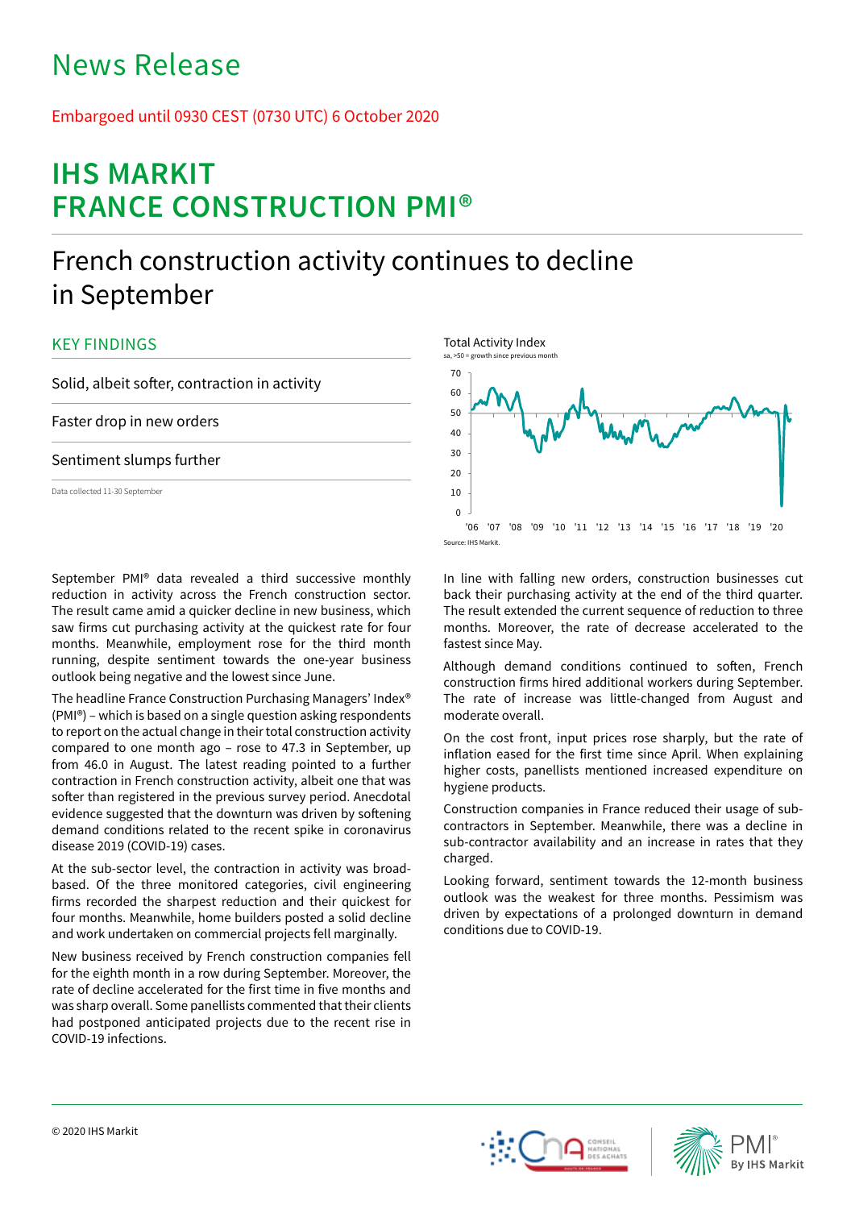# News Release

Embargoed until 0930 CEST (0730 UTC) 6 October 2020

# IHS MARKIT FRANCE CONSTRUCTION PMI®

## French construction activity continues to decline in September

### KEY FINDINGS

Solid, albeit softer, contraction in activity

Faster drop in new orders

Sentiment slumps further

Data collected 11-30 September

Total Activity Index

sa, >50 = growth since previous month

Source: IHS Markit.

September PMI® data revealed a third successive monthly reduction in activity across the French construction sector. The result came amid a quicker decline in new business, which saw firms cut purchasing activity at the quickest rate for four months. Meanwhile, employment rose for the third month running, despite sentiment towards the one-year business outlook being negative and the lowest since June.

The headline France Construction Purchasing Managers' Index® (PMI®) – which is based on a single question asking respondents to report on the actual change in their total construction activity compared to one month ago – rose to 47.3 in September, up from 46.0 in August. The latest reading pointed to a further contraction in French construction activity, albeit one that was softer than registered in the previous survey period. Anecdotal evidence suggested that the downturn was driven by softening demand conditions related to the recent spike in coronavirus disease 2019 (COVID-19) cases.

At the sub-sector level, the contraction in activity was broad-based. Of the three monitored categories, civil engineering firms recorded the sharpest reduction and their quickest for four months. Meanwhile, home builders posted a solid decline and work undertaken on commercial projects fell marginally.

New business received by French construction companies fell for the eighth month in a row during September. Moreover, the rate of decline accelerated for the first time in five months and was sharp overall. Some panellists commented that their clients had postponed anticipated projects due to the recent rise in COVID-19 infections.

In line with falling new orders, construction businesses cut back their purchasing activity at the end of the third quarter. The result extended the current sequence of reduction to three months. Moreover, the rate of decrease accelerated to the fastest since May.

Although demand conditions continued to soften, French construction firms hired additional workers during September. The rate of increase was little-changed from August and moderate overall.

On the cost front, input prices rose sharply, but the rate of inflation eased for the first time since April. When explaining higher costs, panellists mentioned increased expenditure on hygiene products.

Construction companies in France reduced their usage of sub-contractors in September. Meanwhile, there was a decline in sub-contractor availability and an increase in rates that they charged.

Looking forward, sentiment towards the 12-month business outlook was the weakest for three months. Pessimism was driven by expectations of a prolonged downturn in demand conditions due to COVID-19.

© 2020 IHS Markit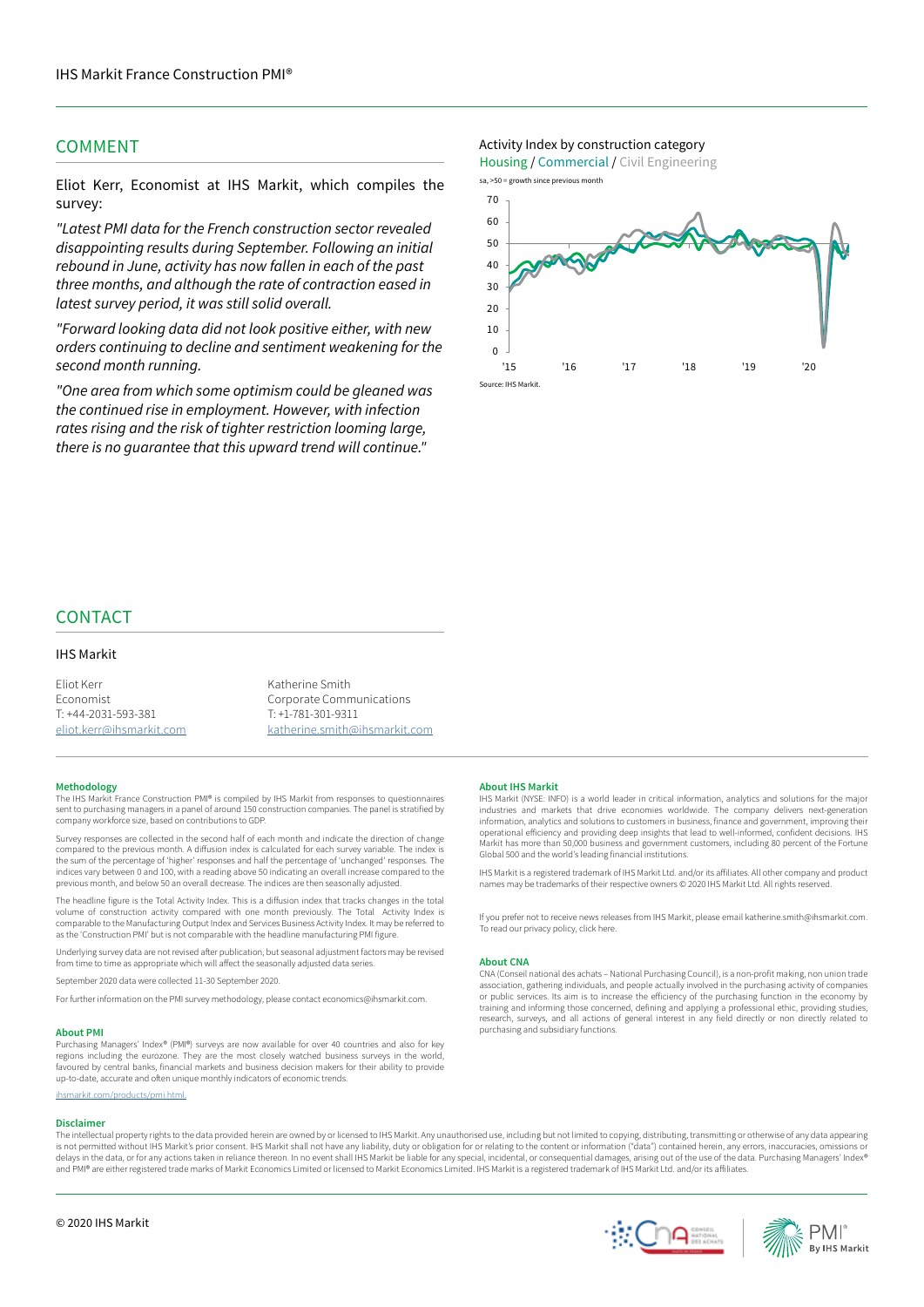## COMMENT

Eliot Kerr, Economist at IHS Markit, which compiles the survey:

*"Latest PMI data for the French construction sector revealed disappointing results during September. Following an initial rebound in June, activity has now fallen in each of the past three months, and although the rate of contraction eased in latest survey period, it was still solid overall.*

*"Forward looking data did not look positive either, with new orders continuing to decline and sentiment weakening for the second month running.*

*"One area from which some optimism could be gleaned was the continued rise in employment. However, with infection rates rising and the risk of tighter restriction looming large, there is no guarantee that this upward trend will continue."*

Activity Index by construction category

Housing / Commercial / Civil Engineering

sa, >50 = growth since previous month

70
60
50
40
30
20
10
0

'15 '16 '17 '18 '19 '20

Source: IHS Markit.

## CONTACT

### IHS Markit

Eliot Kerr
Economist
T: +44-2031-593-381
eliot.kerr@ihsmarkit.com

Katherine Smith
Corporate Communications
T: +1-781-301-9311
katherine.smith@ihsmarkit.com

#### Methodology

The IHS Markit France Construction PMI® is compiled by IHS Markit from responses to questionnaires sent to purchasing managers in a panel of around 150 construction companies. The panel is stratified by company workforce size, based on contributions to GDP.

Survey responses are collected in the second half of each month and indicate the direction of change compared to the previous month. A diffusion index is calculated for each survey variable. The index is the sum of the percentage of 'higher' responses and half the percentage of 'unchanged' responses. The indices vary between 0 and 100, with a reading above 50 indicating an overall increase compared to the previous month, and below 50 an overall decrease. The indices are then seasonally adjusted.

The headline figure is the Total Activity Index. This is a diffusion index that tracks changes in the total volume of construction activity compared with one month previously. The Total Activity Index is comparable to the Manufacturing Output Index and Services Business Activity Index. It may be referred to as the 'Construction PMI' but is not comparable with the headline manufacturing PMI figure.

Underlying survey data are not revised after publication, but seasonal adjustment factors may be revised from time to time as appropriate which will affect the seasonally adjusted data series.

September 2020 data were collected 11-30 September 2020.

For further information on the PMI survey methodology, please contact economics@ihsmarkit.com.

#### About PMI

Purchasing Managers' Index® (PMI®) surveys are now available for over 40 countries and also for key regions including the eurozone. They are the most closely watched business surveys in the world, favoured by central banks, financial markets and business decision makers for their ability to provide up-to-date, accurate and often unique monthly indicators of economic trends.

ihsmarkit.com/products/pmi.html.

#### About IHS Markit

IHS Markit (NYSE: INFO) is a world leader in critical information, analytics and solutions for the major industries and markets that drive economies worldwide. The company delivers next-generation information, analytics and solutions to customers in business, finance and government, improving their operational efficiency and providing deep insights that lead to well-informed, confident decisions. IHS Markit has more than 50,000 business and government customers, including 80 percent of the Fortune Global 500 and the world's leading financial institutions.

IHS Markit is a registered trademark of IHS Markit Ltd. and/or its affiliates. All other company and product names may be trademarks of their respective owners © 2020 IHS Markit Ltd. All rights reserved.

If you prefer not to receive news releases from IHS Markit, please email katherine.smith@ihsmarkit.com. To read our privacy policy, click here.

#### About CNA

CNA (Conseil national des achats – National Purchasing Council), is a non-profit making, non union trade association, gathering individuals, and people actually involved in the purchasing activity of companies or public services. Its aim is to increase the efficiency of the purchasing function in the economy by training and informing those concerned, defining and applying a professional ethic, providing studies, research, surveys, and all actions of general interest in any field directly or non directly related to purchasing and subsidiary functions.

#### Disclaimer

The intellectual property rights to the data provided herein are owned by or licensed to IHS Markit. Any unauthorised use, including but not limited to copying, distributing, transmitting or otherwise of any data appearing is not permitted without IHS Markit's prior consent. IHS Markit shall not have any liability, duty or obligation for or relating to the content or information ("data") contained herein, any errors, inaccuracies, omissions or delays in the data, or for any actions taken in reliance thereon. In no event shall IHS Markit be liable for any special, incidental, or consequential damages, arising out of the use of the data. Purchasing Managers' Index® and PMI® are either registered trade marks of Markit Economics Limited or licensed to Markit Economics Limited. IHS Markit is a registered trademark of IHS Markit Ltd. and/or its affiliates.

© 2020 IHS Markit